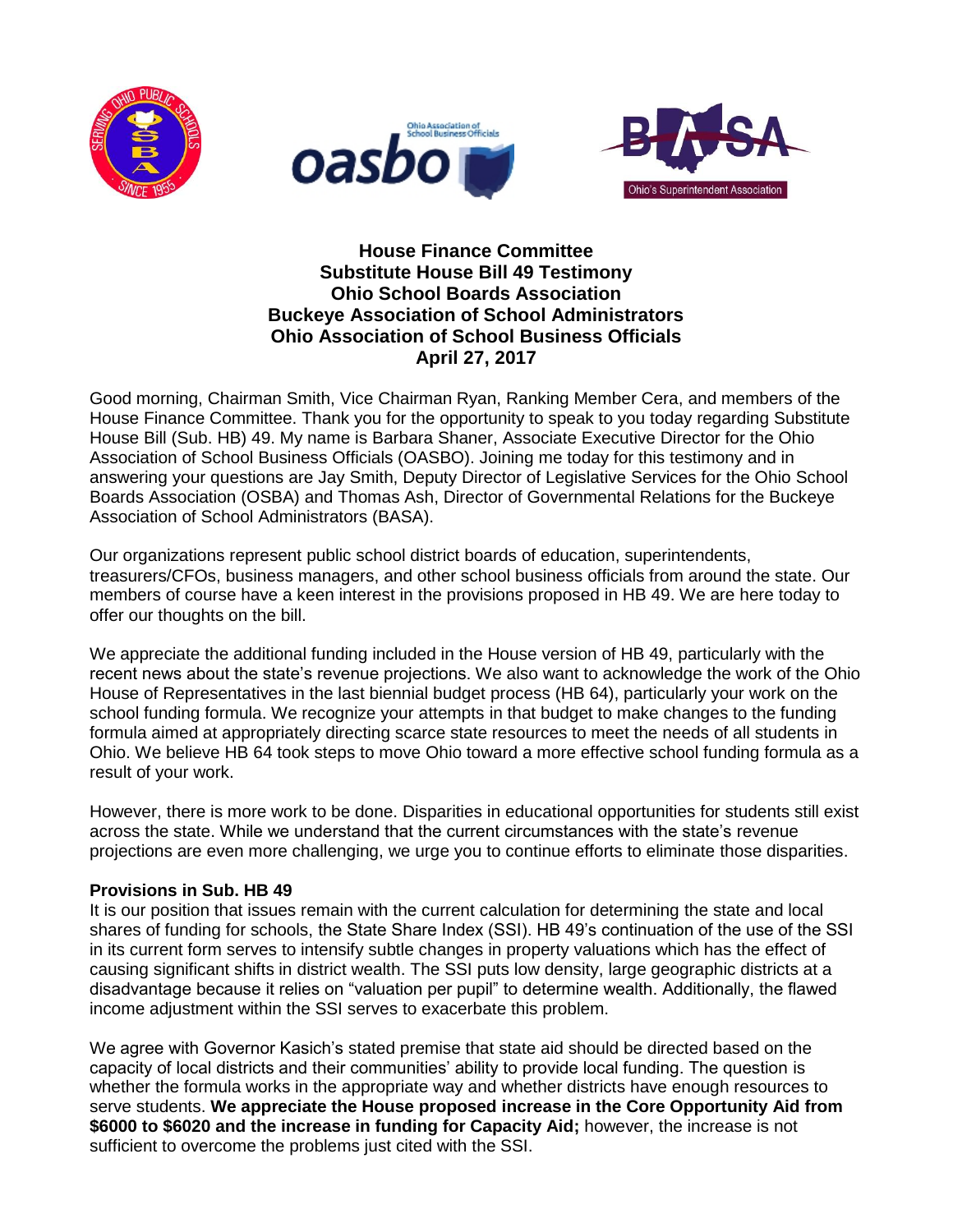**House Finance Committee**
**Substitute House Bill 49 Testimony**
**Ohio School Boards Association**
**Buckeye Association of School Administrators**
**Ohio Association of School Business Officials**
**April 27, 2017**

Good morning, Chairman Smith, Vice Chairman Ryan, Ranking Member Cera, and members of the House Finance Committee. Thank you for the opportunity to speak to you today regarding Substitute House Bill (Sub. HB) 49. My name is Barbara Shaner, Associate Executive Director for the Ohio Association of School Business Officials (OASBO). Joining me today for this testimony and in answering your questions are Jay Smith, Deputy Director of Legislative Services for the Ohio School Boards Association (OSBA) and Thomas Ash, Director of Governmental Relations for the Buckeye Association of School Administrators (BASA).

Our organizations represent public school district boards of education, superintendents, treasurers/CFOs, business managers, and other school business officials from around the state. Our members of course have a keen interest in the provisions proposed in HB 49. We are here today to offer our thoughts on the bill.

We appreciate the additional funding included in the House version of HB 49, particularly with the recent news about the state's revenue projections. We also want to acknowledge the work of the Ohio House of Representatives in the last biennial budget process (HB 64), particularly your work on the school funding formula. We recognize your attempts in that budget to make changes to the funding formula aimed at appropriately directing scarce state resources to meet the needs of all students in Ohio. We believe HB 64 took steps to move Ohio toward a more effective school funding formula as a result of your work.

However, there is more work to be done. Disparities in educational opportunities for students still exist across the state. While we understand that the current circumstances with the state's revenue projections are even more challenging, we urge you to continue efforts to eliminate those disparities.

**Provisions in Sub. HB 49**

It is our position that issues remain with the current calculation for determining the state and local shares of funding for schools, the State Share Index (SSI). HB 49's continuation of the use of the SSI in its current form serves to intensify subtle changes in property valuations which has the effect of causing significant shifts in district wealth. The SSI puts low density, large geographic districts at a disadvantage because it relies on "valuation per pupil" to determine wealth. Additionally, the flawed income adjustment within the SSI serves to exacerbate this problem.

We agree with Governor Kasich's stated premise that state aid should be directed based on the capacity of local districts and their communities' ability to provide local funding. The question is whether the formula works in the appropriate way and whether districts have enough resources to serve students. **We appreciate the House proposed increase in the Core Opportunity Aid from $6000 to $6020 and the increase in funding for Capacity Aid;** however, the increase is not sufficient to overcome the problems just cited with the SSI.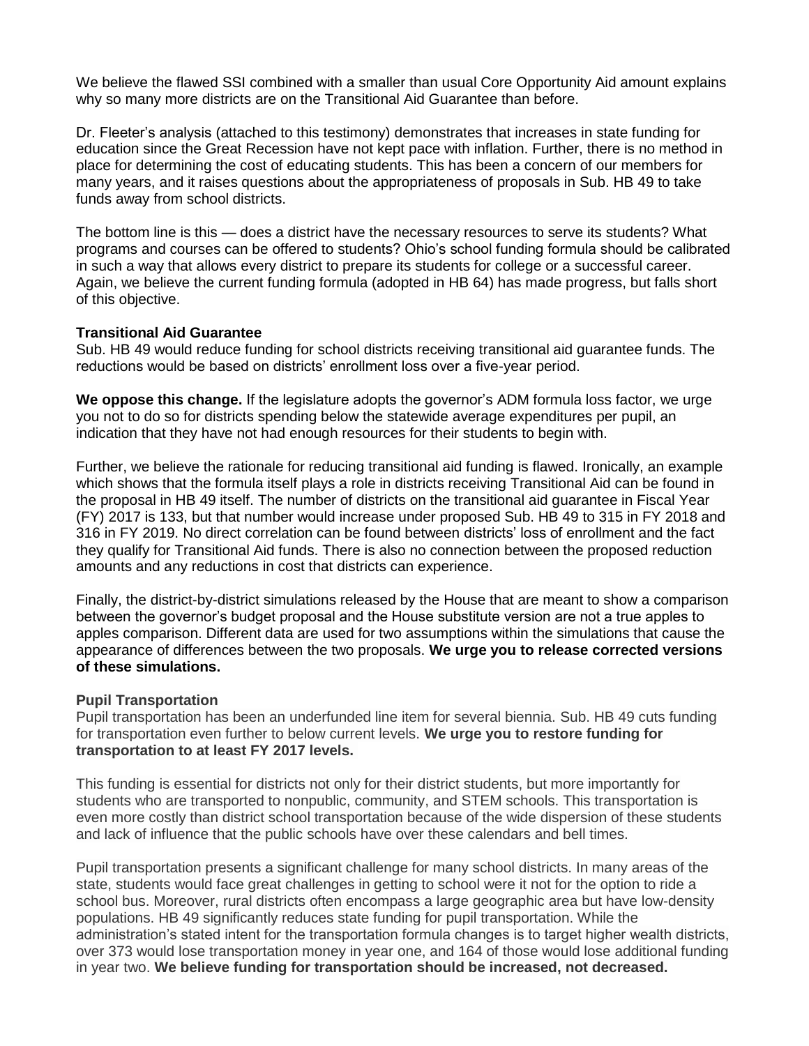We believe the flawed SSI combined with a smaller than usual Core Opportunity Aid amount explains why so many more districts are on the Transitional Aid Guarantee than before.

Dr. Fleeter's analysis (attached to this testimony) demonstrates that increases in state funding for education since the Great Recession have not kept pace with inflation. Further, there is no method in place for determining the cost of educating students. This has been a concern of our members for many years, and it raises questions about the appropriateness of proposals in Sub. HB 49 to take funds away from school districts.

The bottom line is this — does a district have the necessary resources to serve its students? What programs and courses can be offered to students? Ohio's school funding formula should be calibrated in such a way that allows every district to prepare its students for college or a successful career. Again, we believe the current funding formula (adopted in HB 64) has made progress, but falls short of this objective.

**Transitional Aid Guarantee**

Sub. HB 49 would reduce funding for school districts receiving transitional aid guarantee funds. The reductions would be based on districts' enrollment loss over a five-year period.

**We oppose this change.** If the legislature adopts the governor's ADM formula loss factor, we urge you not to do so for districts spending below the statewide average expenditures per pupil, an indication that they have not had enough resources for their students to begin with.

Further, we believe the rationale for reducing transitional aid funding is flawed. Ironically, an example which shows that the formula itself plays a role in districts receiving Transitional Aid can be found in the proposal in HB 49 itself. The number of districts on the transitional aid guarantee in Fiscal Year (FY) 2017 is 133, but that number would increase under proposed Sub. HB 49 to 315 in FY 2018 and 316 in FY 2019. No direct correlation can be found between districts' loss of enrollment and the fact they qualify for Transitional Aid funds. There is also no connection between the proposed reduction amounts and any reductions in cost that districts can experience.

Finally, the district-by-district simulations released by the House that are meant to show a comparison between the governor's budget proposal and the House substitute version are not a true apples to apples comparison. Different data are used for two assumptions within the simulations that cause the appearance of differences between the two proposals. **We urge you to release corrected versions of these simulations.**

**Pupil Transportation**

Pupil transportation has been an underfunded line item for several biennia. Sub. HB 49 cuts funding for transportation even further to below current levels. **We urge you to restore funding for transportation to at least FY 2017 levels.**

This funding is essential for districts not only for their district students, but more importantly for students who are transported to nonpublic, community, and STEM schools. This transportation is even more costly than district school transportation because of the wide dispersion of these students and lack of influence that the public schools have over these calendars and bell times.

Pupil transportation presents a significant challenge for many school districts. In many areas of the state, students would face great challenges in getting to school were it not for the option to ride a school bus. Moreover, rural districts often encompass a large geographic area but have low-density populations. HB 49 significantly reduces state funding for pupil transportation. While the administration's stated intent for the transportation formula changes is to target higher wealth districts, over 373 would lose transportation money in year one, and 164 of those would lose additional funding in year two. **We believe funding for transportation should be increased, not decreased.**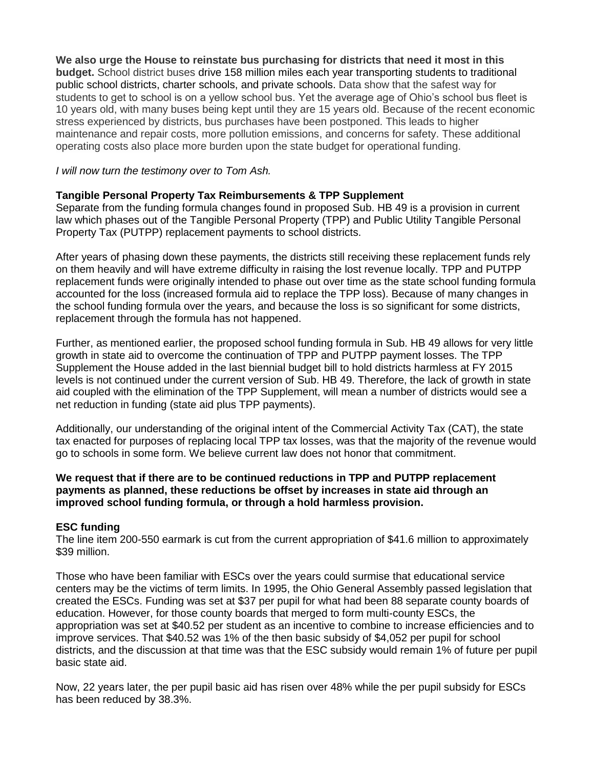**We also urge the House to reinstate bus purchasing for districts that need it most in this budget.** School district buses drive 158 million miles each year transporting students to traditional public school districts, charter schools, and private schools. Data show that the safest way for students to get to school is on a yellow school bus. Yet the average age of Ohio's school bus fleet is 10 years old, with many buses being kept until they are 15 years old. Because of the recent economic stress experienced by districts, bus purchases have been postponed. This leads to higher maintenance and repair costs, more pollution emissions, and concerns for safety. These additional operating costs also place more burden upon the state budget for operational funding.

*I will now turn the testimony over to Tom Ash.*

**Tangible Personal Property Tax Reimbursements & TPP Supplement**

Separate from the funding formula changes found in proposed Sub. HB 49 is a provision in current law which phases out of the Tangible Personal Property (TPP) and Public Utility Tangible Personal Property Tax (PUTPP) replacement payments to school districts.

After years of phasing down these payments, the districts still receiving these replacement funds rely on them heavily and will have extreme difficulty in raising the lost revenue locally. TPP and PUTPP replacement funds were originally intended to phase out over time as the state school funding formula accounted for the loss (increased formula aid to replace the TPP loss). Because of many changes in the school funding formula over the years, and because the loss is so significant for some districts, replacement through the formula has not happened.

Further, as mentioned earlier, the proposed school funding formula in Sub. HB 49 allows for very little growth in state aid to overcome the continuation of TPP and PUTPP payment losses. The TPP Supplement the House added in the last biennial budget bill to hold districts harmless at FY 2015 levels is not continued under the current version of Sub. HB 49. Therefore, the lack of growth in state aid coupled with the elimination of the TPP Supplement, will mean a number of districts would see a net reduction in funding (state aid plus TPP payments).

Additionally, our understanding of the original intent of the Commercial Activity Tax (CAT), the state tax enacted for purposes of replacing local TPP tax losses, was that the majority of the revenue would go to schools in some form. We believe current law does not honor that commitment.

**We request that if there are to be continued reductions in TPP and PUTPP replacement payments as planned, these reductions be offset by increases in state aid through an improved school funding formula, or through a hold harmless provision.**

**ESC funding**

The line item 200-550 earmark is cut from the current appropriation of $41.6 million to approximately $39 million.

Those who have been familiar with ESCs over the years could surmise that educational service centers may be the victims of term limits. In 1995, the Ohio General Assembly passed legislation that created the ESCs. Funding was set at $37 per pupil for what had been 88 separate county boards of education. However, for those county boards that merged to form multi-county ESCs, the appropriation was set at $40.52 per student as an incentive to combine to increase efficiencies and to improve services. That $40.52 was 1% of the then basic subsidy of $4,052 per pupil for school districts, and the discussion at that time was that the ESC subsidy would remain 1% of future per pupil basic state aid.

Now, 22 years later, the per pupil basic aid has risen over 48% while the per pupil subsidy for ESCs has been reduced by 38.3%.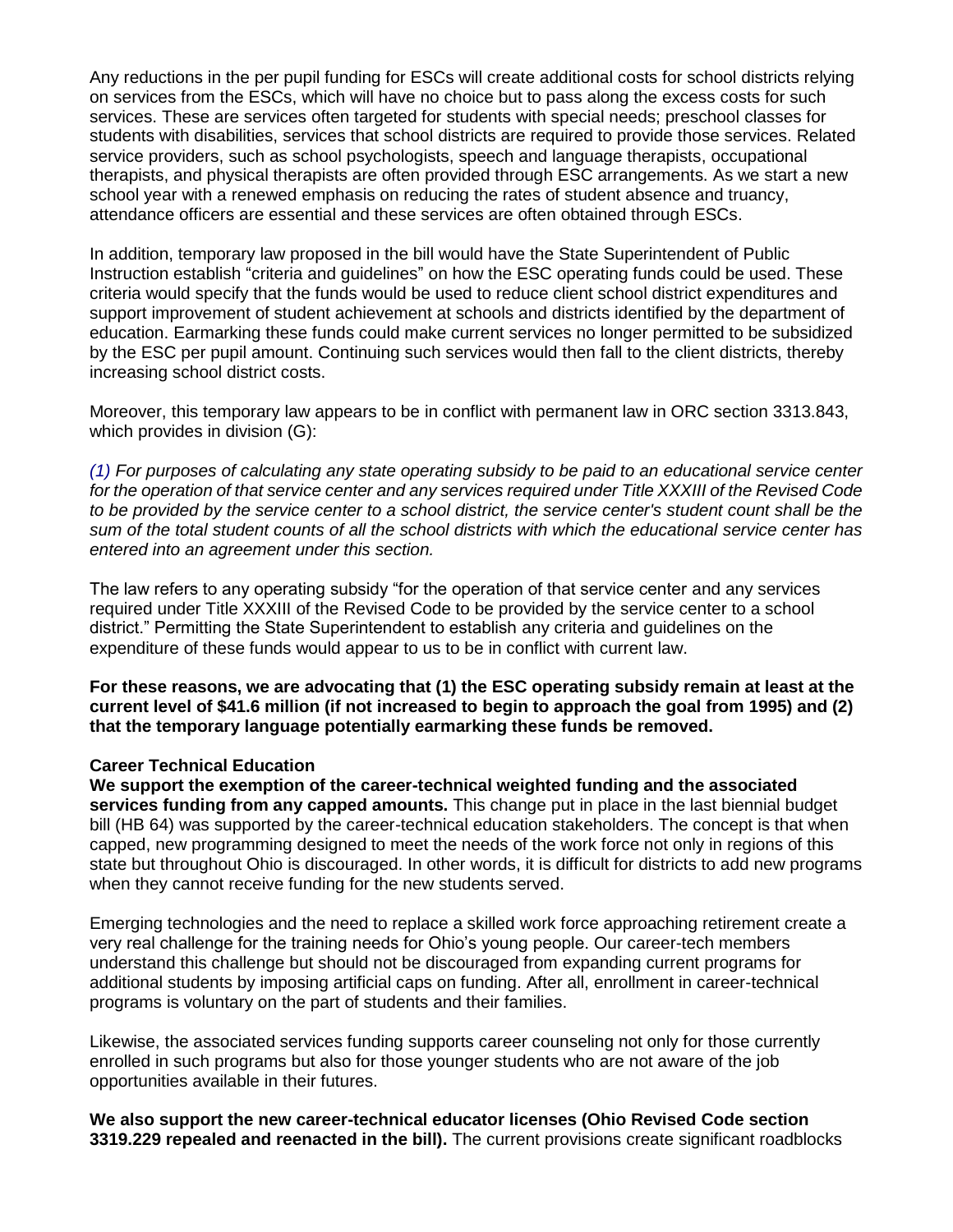Any reductions in the per pupil funding for ESCs will create additional costs for school districts relying on services from the ESCs, which will have no choice but to pass along the excess costs for such services. These are services often targeted for students with special needs; preschool classes for students with disabilities, services that school districts are required to provide those services. Related service providers, such as school psychologists, speech and language therapists, occupational therapists, and physical therapists are often provided through ESC arrangements. As we start a new school year with a renewed emphasis on reducing the rates of student absence and truancy, attendance officers are essential and these services are often obtained through ESCs.

In addition, temporary law proposed in the bill would have the State Superintendent of Public Instruction establish "criteria and guidelines" on how the ESC operating funds could be used. These criteria would specify that the funds would be used to reduce client school district expenditures and support improvement of student achievement at schools and districts identified by the department of education. Earmarking these funds could make current services no longer permitted to be subsidized by the ESC per pupil amount. Continuing such services would then fall to the client districts, thereby increasing school district costs.

Moreover, this temporary law appears to be in conflict with permanent law in ORC section 3313.843, which provides in division (G):

*(1) For purposes of calculating any state operating subsidy to be paid to an educational service center for the operation of that service center and any services required under Title XXXIII of the Revised Code to be provided by the service center to a school district, the service center's student count shall be the sum of the total student counts of all the school districts with which the educational service center has entered into an agreement under this section.*

The law refers to any operating subsidy "for the operation of that service center and any services required under Title XXXIII of the Revised Code to be provided by the service center to a school district." Permitting the State Superintendent to establish any criteria and guidelines on the expenditure of these funds would appear to us to be in conflict with current law.

**For these reasons, we are advocating that (1) the ESC operating subsidy remain at least at the current level of $41.6 million (if not increased to begin to approach the goal from 1995) and (2) that the temporary language potentially earmarking these funds be removed.**

**Career Technical Education**

**We support the exemption of the career-technical weighted funding and the associated services funding from any capped amounts.** This change put in place in the last biennial budget bill (HB 64) was supported by the career-technical education stakeholders. The concept is that when capped, new programming designed to meet the needs of the work force not only in regions of this state but throughout Ohio is discouraged. In other words, it is difficult for districts to add new programs when they cannot receive funding for the new students served.

Emerging technologies and the need to replace a skilled work force approaching retirement create a very real challenge for the training needs for Ohio's young people. Our career-tech members understand this challenge but should not be discouraged from expanding current programs for additional students by imposing artificial caps on funding. After all, enrollment in career-technical programs is voluntary on the part of students and their families.

Likewise, the associated services funding supports career counseling not only for those currently enrolled in such programs but also for those younger students who are not aware of the job opportunities available in their futures.

**We also support the new career-technical educator licenses (Ohio Revised Code section 3319.229 repealed and reenacted in the bill).** The current provisions create significant roadblocks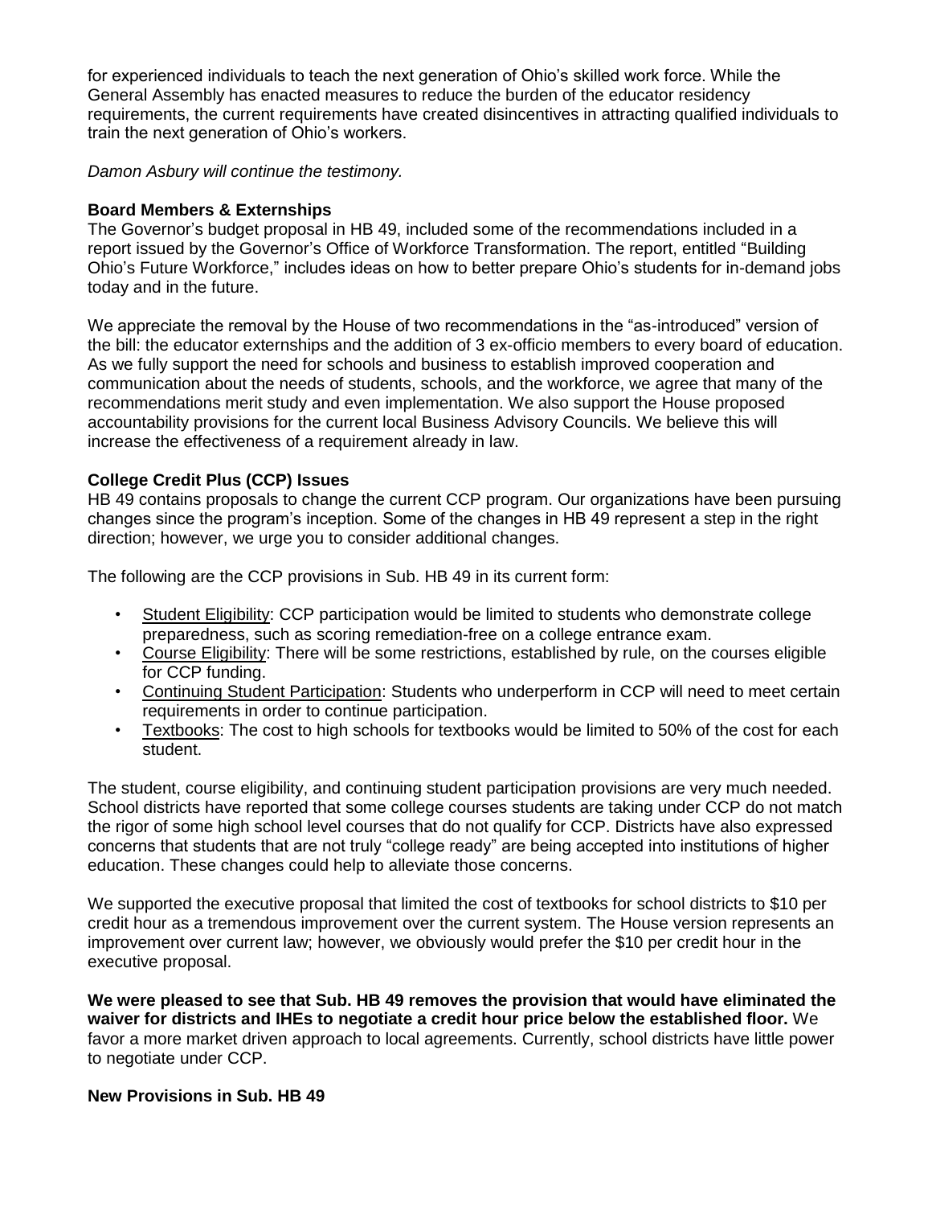for experienced individuals to teach the next generation of Ohio's skilled work force. While the General Assembly has enacted measures to reduce the burden of the educator residency requirements, the current requirements have created disincentives in attracting qualified individuals to train the next generation of Ohio's workers.

*Damon Asbury will continue the testimony.*

**Board Members & Externships**

The Governor's budget proposal in HB 49, included some of the recommendations included in a report issued by the Governor's Office of Workforce Transformation. The report, entitled "Building Ohio's Future Workforce," includes ideas on how to better prepare Ohio's students for in-demand jobs today and in the future.

We appreciate the removal by the House of two recommendations in the "as-introduced" version of the bill: the educator externships and the addition of 3 ex-officio members to every board of education. As we fully support the need for schools and business to establish improved cooperation and communication about the needs of students, schools, and the workforce, we agree that many of the recommendations merit study and even implementation. We also support the House proposed accountability provisions for the current local Business Advisory Councils. We believe this will increase the effectiveness of a requirement already in law.

**College Credit Plus (CCP) Issues**

HB 49 contains proposals to change the current CCP program. Our organizations have been pursuing changes since the program's inception. Some of the changes in HB 49 represent a step in the right direction; however, we urge you to consider additional changes.

The following are the CCP provisions in Sub. HB 49 in its current form:

- Student Eligibility: CCP participation would be limited to students who demonstrate college preparedness, such as scoring remediation-free on a college entrance exam.
- Course Eligibility: There will be some restrictions, established by rule, on the courses eligible for CCP funding.
- Continuing Student Participation: Students who underperform in CCP will need to meet certain requirements in order to continue participation.
- Textbooks: The cost to high schools for textbooks would be limited to 50% of the cost for each student.

The student, course eligibility, and continuing student participation provisions are very much needed. School districts have reported that some college courses students are taking under CCP do not match the rigor of some high school level courses that do not qualify for CCP. Districts have also expressed concerns that students that are not truly "college ready" are being accepted into institutions of higher education. These changes could help to alleviate those concerns.

We supported the executive proposal that limited the cost of textbooks for school districts to $10 per credit hour as a tremendous improvement over the current system. The House version represents an improvement over current law; however, we obviously would prefer the $10 per credit hour in the executive proposal.

**We were pleased to see that Sub. HB 49 removes the provision that would have eliminated the waiver for districts and IHEs to negotiate a credit hour price below the established floor.** We favor a more market driven approach to local agreements. Currently, school districts have little power to negotiate under CCP.

**New Provisions in Sub. HB 49**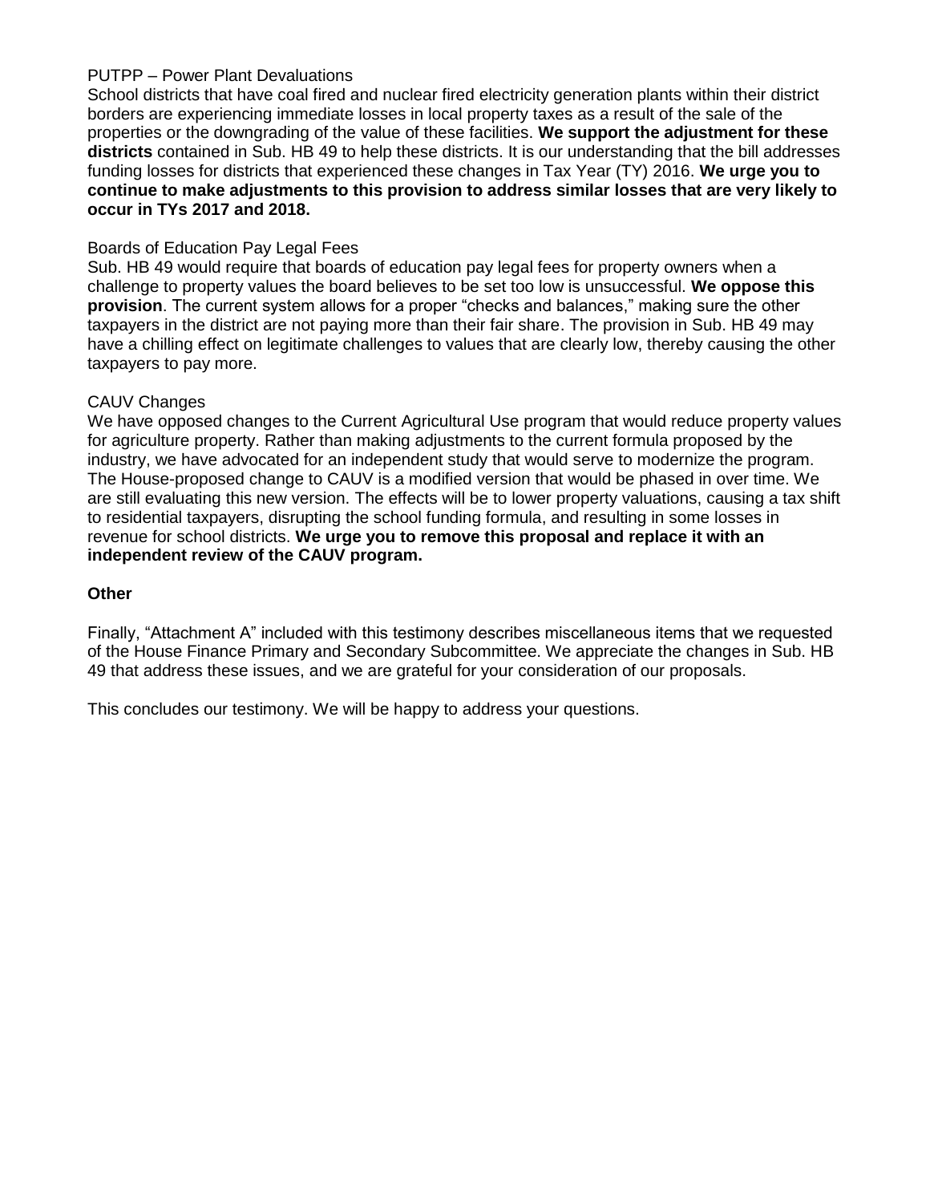PUTPP – Power Plant Devaluations

School districts that have coal fired and nuclear fired electricity generation plants within their district borders are experiencing immediate losses in local property taxes as a result of the sale of the properties or the downgrading of the value of these facilities. **We support the adjustment for these districts** contained in Sub. HB 49 to help these districts. It is our understanding that the bill addresses funding losses for districts that experienced these changes in Tax Year (TY) 2016. **We urge you to continue to make adjustments to this provision to address similar losses that are very likely to occur in TYs 2017 and 2018.**

Boards of Education Pay Legal Fees

Sub. HB 49 would require that boards of education pay legal fees for property owners when a challenge to property values the board believes to be set too low is unsuccessful. **We oppose this provision**. The current system allows for a proper "checks and balances," making sure the other taxpayers in the district are not paying more than their fair share. The provision in Sub. HB 49 may have a chilling effect on legitimate challenges to values that are clearly low, thereby causing the other taxpayers to pay more.

CAUV Changes

We have opposed changes to the Current Agricultural Use program that would reduce property values for agriculture property. Rather than making adjustments to the current formula proposed by the industry, we have advocated for an independent study that would serve to modernize the program. The House-proposed change to CAUV is a modified version that would be phased in over time. We are still evaluating this new version. The effects will be to lower property valuations, causing a tax shift to residential taxpayers, disrupting the school funding formula, and resulting in some losses in revenue for school districts. **We urge you to remove this proposal and replace it with an independent review of the CAUV program.**

**Other**

Finally, "Attachment A" included with this testimony describes miscellaneous items that we requested of the House Finance Primary and Secondary Subcommittee. We appreciate the changes in Sub. HB 49 that address these issues, and we are grateful for your consideration of our proposals.

This concludes our testimony. We will be happy to address your questions.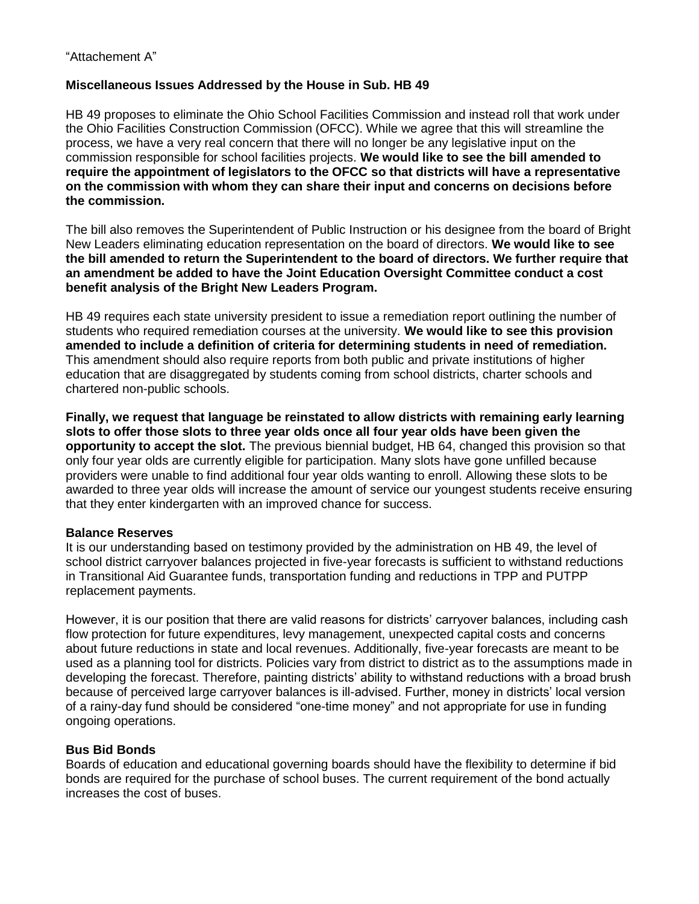“Attachement A”

**Miscellaneous Issues Addressed by the House in Sub. HB 49**

HB 49 proposes to eliminate the Ohio School Facilities Commission and instead roll that work under the Ohio Facilities Construction Commission (OFCC). While we agree that this will streamline the process, we have a very real concern that there will no longer be any legislative input on the commission responsible for school facilities projects. **We would like to see the bill amended to require the appointment of legislators to the OFCC so that districts will have a representative on the commission with whom they can share their input and concerns on decisions before the commission.**

The bill also removes the Superintendent of Public Instruction or his designee from the board of Bright New Leaders eliminating education representation on the board of directors. **We would like to see the bill amended to return the Superintendent to the board of directors. We further require that an amendment be added to have the Joint Education Oversight Committee conduct a cost benefit analysis of the Bright New Leaders Program.**

HB 49 requires each state university president to issue a remediation report outlining the number of students who required remediation courses at the university. **We would like to see this provision amended to include a definition of criteria for determining students in need of remediation.** This amendment should also require reports from both public and private institutions of higher education that are disaggregated by students coming from school districts, charter schools and chartered non-public schools.

**Finally, we request that language be reinstated to allow districts with remaining early learning slots to offer those slots to three year olds once all four year olds have been given the opportunity to accept the slot.** The previous biennial budget, HB 64, changed this provision so that only four year olds are currently eligible for participation. Many slots have gone unfilled because providers were unable to find additional four year olds wanting to enroll. Allowing these slots to be awarded to three year olds will increase the amount of service our youngest students receive ensuring that they enter kindergarten with an improved chance for success.

**Balance Reserves**

It is our understanding based on testimony provided by the administration on HB 49, the level of school district carryover balances projected in five-year forecasts is sufficient to withstand reductions in Transitional Aid Guarantee funds, transportation funding and reductions in TPP and PUTPP replacement payments.

However, it is our position that there are valid reasons for districts’ carryover balances, including cash flow protection for future expenditures, levy management, unexpected capital costs and concerns about future reductions in state and local revenues. Additionally, five-year forecasts are meant to be used as a planning tool for districts. Policies vary from district to district as to the assumptions made in developing the forecast. Therefore, painting districts’ ability to withstand reductions with a broad brush because of perceived large carryover balances is ill-advised. Further, money in districts’ local version of a rainy-day fund should be considered “one-time money” and not appropriate for use in funding ongoing operations.

**Bus Bid Bonds**

Boards of education and educational governing boards should have the flexibility to determine if bid bonds are required for the purchase of school buses. The current requirement of the bond actually increases the cost of buses.